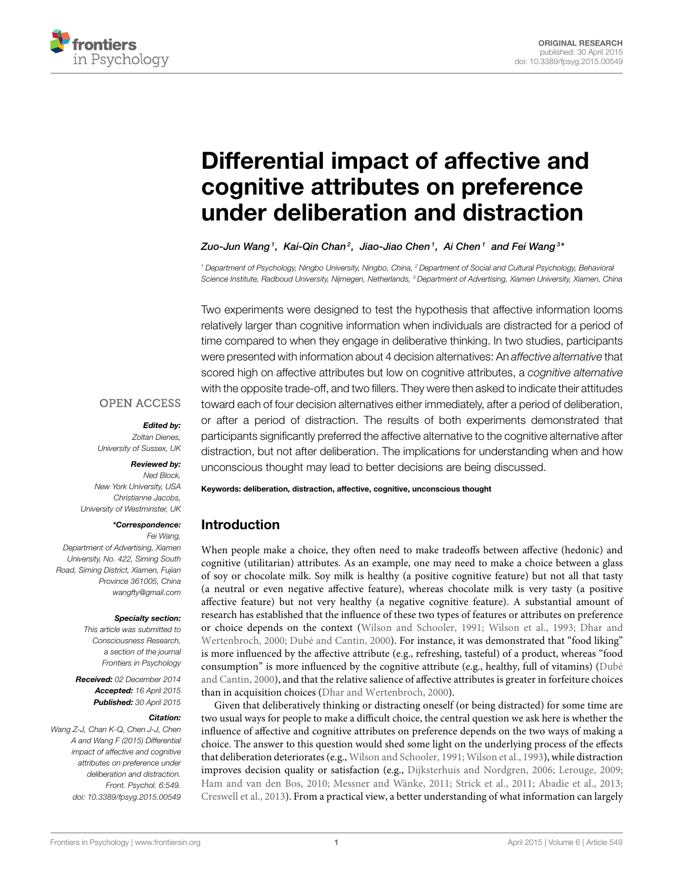ORIGINAL RESEARCH
published: 30 April 2015
doi: 10.3389/fpsyg.2015.00549

# Differential impact of affective and cognitive attributes on preference under deliberation and distraction

*Zuo-Jun Wang[1], Kai-Qin Chan[2], Jiao-Jiao Chen[1], Ai Chen[1] and Fei Wang[3]\**

[1] Department of Psychology, Ningbo University, Ningbo, China, [2] Department of Social and Cultural Psychology, Behavioral Science Institute, Radboud University, Nijmegen, Netherlands, [3] Department of Advertising, Xiamen University, Xiamen, China

Two experiments were designed to test the hypothesis that affective information looms relatively larger than cognitive information when individuals are distracted for a period of time compared to when they engage in deliberative thinking. In two studies, participants were presented with information about 4 decision alternatives: An *affective alternative* that scored high on affective attributes but low on cognitive attributes, a *cognitive alternative* with the opposite trade-off, and two fillers. They were then asked to indicate their attitudes toward each of four decision alternatives either immediately, after a period of deliberation, or after a period of distraction. The results of both experiments demonstrated that participants significantly preferred the affective alternative to the cognitive alternative after distraction, but not after deliberation. The implications for understanding when and how unconscious thought may lead to better decisions are being discussed.

**Keywords: deliberation, distraction, affective, cognitive, unconscious thought**

OPEN ACCESS

***Edited by:***
*Zoltan Dienes,*
*University of Sussex, UK*

***Reviewed by:***
*Ned Block,*
*New York University, USA*
*Christianne Jacobs,*
*University of Westminster, UK*

***\*Correspondence:***
*Fei Wang,*
*Department of Advertising, Xiamen University, No. 422, Siming South Road, Siming District, Xiamen, Fujian Province 361005, China*
*wangfty@gmail.com*

***Specialty section:***
*This article was submitted to Consciousness Research, a section of the journal Frontiers in Psychology*

***Received:*** *02 December 2014*
***Accepted:*** *16 April 2015*
***Published:*** *30 April 2015*

***Citation:***
*Wang Z-J, Chan K-Q, Chen J-J, Chen A and Wang F (2015) Differential impact of affective and cognitive attributes on preference under deliberation and distraction. Front. Psychol. 6:549. doi: 10.3389/fpsyg.2015.00549*

## Introduction

When people make a choice, they often need to make tradeoffs between affective (hedonic) and cognitive (utilitarian) attributes. As an example, one may need to make a choice between a glass of soy or chocolate milk. Soy milk is healthy (a positive cognitive feature) but not all that tasty (a neutral or even negative affective feature), whereas chocolate milk is very tasty (a positive affective feature) but not very healthy (a negative cognitive feature). A substantial amount of research has established that the influence of these two types of features or attributes on preference or choice depends on the context (Wilson and Schooler, 1991; Wilson et al., 1993; Dhar and Wertenbroch, 2000; Dubé and Cantin, 2000). For instance, it was demonstrated that "food liking" is more influenced by the affective attribute (e.g., refreshing, tasteful) of a product, whereas "food consumption" is more influenced by the cognitive attribute (e.g., healthy, full of vitamins) (Dubé and Cantin, 2000), and that the relative salience of affective attributes is greater in forfeiture choices than in acquisition choices (Dhar and Wertenbroch, 2000).

Given that deliberatively thinking or distracting oneself (or being distracted) for some time are two usual ways for people to make a difficult choice, the central question we ask here is whether the influence of affective and cognitive attributes on preference depends on the two ways of making a choice. The answer to this question would shed some light on the underlying process of the effects that deliberation deteriorates (e.g., Wilson and Schooler, 1991; Wilson et al., 1993), while distraction improves decision quality or satisfaction (e.g., Dijksterhuis and Nordgren, 2006; Lerouge, 2009; Ham and van den Bos, 2010; Messner and Wänke, 2011; Strick et al., 2011; Abadie et al., 2013; Creswell et al., 2013). From a practical view, a better understanding of what information can largely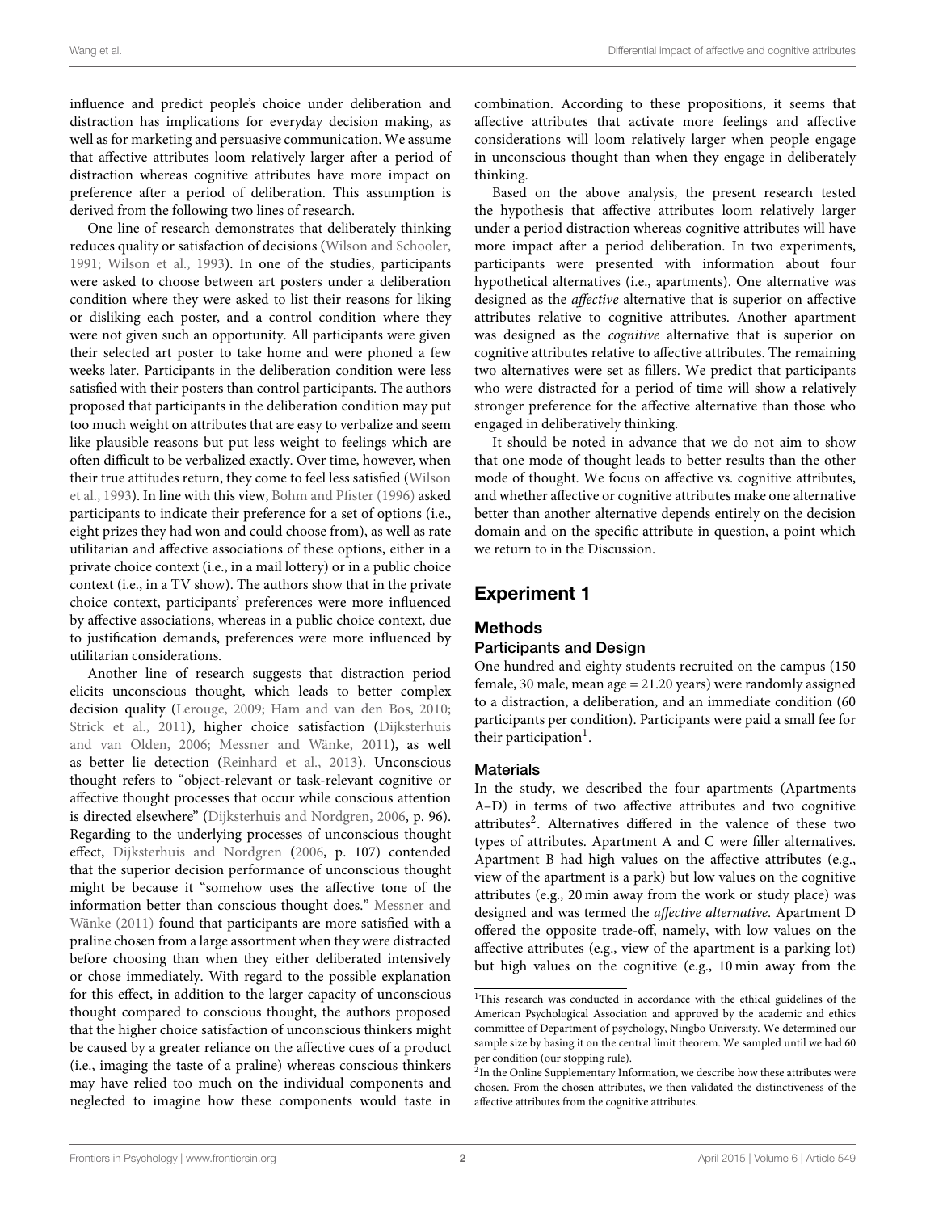influence and predict people's choice under deliberation and distraction has implications for everyday decision making, as well as for marketing and persuasive communication. We assume that affective attributes loom relatively larger after a period of distraction whereas cognitive attributes have more impact on preference after a period of deliberation. This assumption is derived from the following two lines of research.

One line of research demonstrates that deliberately thinking reduces quality or satisfaction of decisions (Wilson and Schooler, 1991; Wilson et al., 1993). In one of the studies, participants were asked to choose between art posters under a deliberation condition where they were asked to list their reasons for liking or disliking each poster, and a control condition where they were not given such an opportunity. All participants were given their selected art poster to take home and were phoned a few weeks later. Participants in the deliberation condition were less satisfied with their posters than control participants. The authors proposed that participants in the deliberation condition may put too much weight on attributes that are easy to verbalize and seem like plausible reasons but put less weight to feelings which are often difficult to be verbalized exactly. Over time, however, when their true attitudes return, they come to feel less satisfied (Wilson et al., 1993). In line with this view, Bohm and Pfister (1996) asked participants to indicate their preference for a set of options (i.e., eight prizes they had won and could choose from), as well as rate utilitarian and affective associations of these options, either in a private choice context (i.e., in a mail lottery) or in a public choice context (i.e., in a TV show). The authors show that in the private choice context, participants' preferences were more influenced by affective associations, whereas in a public choice context, due to justification demands, preferences were more influenced by utilitarian considerations.

Another line of research suggests that distraction period elicits unconscious thought, which leads to better complex decision quality (Lerouge, 2009; Ham and van den Bos, 2010; Strick et al., 2011), higher choice satisfaction (Dijksterhuis and van Olden, 2006; Messner and Wänke, 2011), as well as better lie detection (Reinhard et al., 2013). Unconscious thought refers to "object-relevant or task-relevant cognitive or affective thought processes that occur while conscious attention is directed elsewhere" (Dijksterhuis and Nordgren, 2006, p. 96). Regarding to the underlying processes of unconscious thought effect, Dijksterhuis and Nordgren (2006, p. 107) contended that the superior decision performance of unconscious thought might be because it "somehow uses the affective tone of the information better than conscious thought does." Messner and Wänke (2011) found that participants are more satisfied with a praline chosen from a large assortment when they were distracted before choosing than when they either deliberated intensively or chose immediately. With regard to the possible explanation for this effect, in addition to the larger capacity of unconscious thought compared to conscious thought, the authors proposed that the higher choice satisfaction of unconscious thinkers might be caused by a greater reliance on the affective cues of a product (i.e., imaging the taste of a praline) whereas conscious thinkers may have relied too much on the individual components and neglected to imagine how these components would taste in combination. According to these propositions, it seems that affective attributes that activate more feelings and affective considerations will loom relatively larger when people engage in unconscious thought than when they engage in deliberately thinking.

Based on the above analysis, the present research tested the hypothesis that affective attributes loom relatively larger under a period distraction whereas cognitive attributes will have more impact after a period deliberation. In two experiments, participants were presented with information about four hypothetical alternatives (i.e., apartments). One alternative was designed as the *affective* alternative that is superior on affective attributes relative to cognitive attributes. Another apartment was designed as the *cognitive* alternative that is superior on cognitive attributes relative to affective attributes. The remaining two alternatives were set as fillers. We predict that participants who were distracted for a period of time will show a relatively stronger preference for the affective alternative than those who engaged in deliberatively thinking.

It should be noted in advance that we do not aim to show that one mode of thought leads to better results than the other mode of thought. We focus on affective vs. cognitive attributes, and whether affective or cognitive attributes make one alternative better than another alternative depends entirely on the decision domain and on the specific attribute in question, a point which we return to in the Discussion.

## Experiment 1

### Methods

#### Participants and Design

One hundred and eighty students recruited on the campus (150 female, 30 male, mean age = 21.20 years) were randomly assigned to a distraction, a deliberation, and an immediate condition (60 participants per condition). Participants were paid a small fee for their participation[1].

#### Materials

In the study, we described the four apartments (Apartments A–D) in terms of two affective attributes and two cognitive attributes[2]. Alternatives differed in the valence of these two types of attributes. Apartment A and C were filler alternatives. Apartment B had high values on the affective attributes (e.g., view of the apartment is a park) but low values on the cognitive attributes (e.g., 20 min away from the work or study place) was designed and was termed the *affective alternative*. Apartment D offered the opposite trade-off, namely, with low values on the affective attributes (e.g., view of the apartment is a parking lot) but high values on the cognitive (e.g., 10 min away from the

[1] This research was conducted in accordance with the ethical guidelines of the American Psychological Association and approved by the academic and ethics committee of Department of psychology, Ningbo University. We determined our sample size by basing it on the central limit theorem. We sampled until we had 60 per condition (our stopping rule).

[2] In the Online Supplementary Information, we describe how these attributes were chosen. From the chosen attributes, we then validated the distinctiveness of the affective attributes from the cognitive attributes.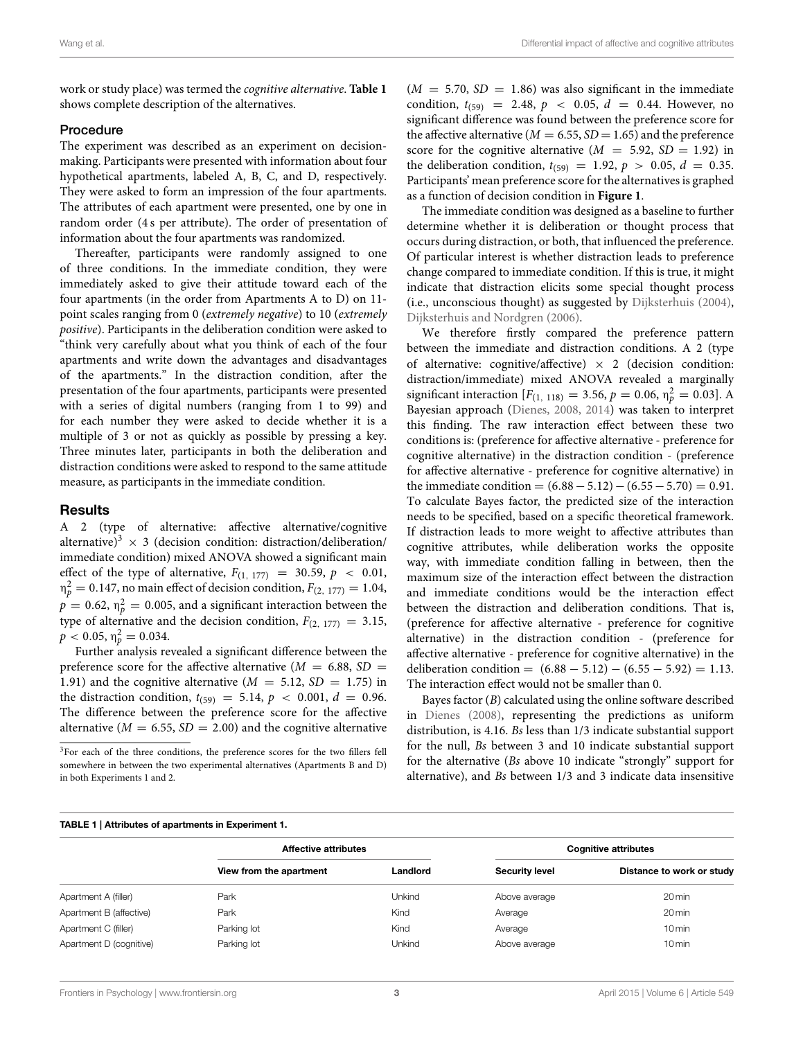work or study place) was termed the *cognitive alternative*. **Table 1** shows complete description of the alternatives.

### Procedure

The experiment was described as an experiment on decision-making. Participants were presented with information about four hypothetical apartments, labeled A, B, C, and D, respectively. They were asked to form an impression of the four apartments. The attributes of each apartment were presented, one by one in random order (4 s per attribute). The order of presentation of information about the four apartments was randomized.

Thereafter, participants were randomly assigned to one of three conditions. In the immediate condition, they were immediately asked to give their attitude toward each of the four apartments (in the order from Apartments A to D) on 11-point scales ranging from 0 (*extremely negative*) to 10 (*extremely positive*). Participants in the deliberation condition were asked to "think very carefully about what you think of each of the four apartments and write down the advantages and disadvantages of the apartments." In the distraction condition, after the presentation of the four apartments, participants were presented with a series of digital numbers (ranging from 1 to 99) and for each number they were asked to decide whether it is a multiple of 3 or not as quickly as possible by pressing a key. Three minutes later, participants in both the deliberation and distraction conditions were asked to respond to the same attitude measure, as participants in the immediate condition.

### Results

A 2 (type of alternative: affective alternative/cognitive alternative)[3] × 3 (decision condition: distraction/deliberation/immediate condition) mixed ANOVA showed a significant main effect of the type of alternative, $F_{(1,\ 177)} = 30.59$, $p < 0.01$, $\eta_p^2 = 0.147$, no main effect of decision condition, $F_{(2,\ 177)} = 1.04$, $p = 0.62$, $\eta_p^2 = 0.005$, and a significant interaction between the type of alternative and the decision condition, $F_{(2,\ 177)} = 3.15$, $p < 0.05$, $\eta_p^2 = 0.034$.

Further analysis revealed a significant difference between the preference score for the affective alternative ($M$ = 6.88, $SD$ = 1.91) and the cognitive alternative ($M$ = 5.12, $SD$ = 1.75) in the distraction condition, $t_{(59)} = 5.14$, $p < 0.001$, $d = 0.96$. The difference between the preference score for the affective alternative ($M$ = 6.55, $SD$ = 2.00) and the cognitive alternative ($M$ = 5.70, $SD$ = 1.86) was also significant in the immediate condition, $t_{(59)} = 2.48$, $p < 0.05$, $d = 0.44$. However, no significant difference was found between the preference score for the affective alternative ($M$ = 6.55, $SD$ = 1.65) and the preference score for the cognitive alternative ($M$ = 5.92, $SD$ = 1.92) in the deliberation condition, $t_{(59)} = 1.92$, $p > 0.05$, $d = 0.35$. Participants' mean preference score for the alternatives is graphed as a function of decision condition in **Figure 1**.

The immediate condition was designed as a baseline to further determine whether it is deliberation or thought process that occurs during distraction, or both, that influenced the preference. Of particular interest is whether distraction leads to preference change compared to immediate condition. If this is true, it might indicate that distraction elicits some special thought process (i.e., unconscious thought) as suggested by Dijksterhuis (2004), Dijksterhuis and Nordgren (2006).

We therefore firstly compared the preference pattern between the immediate and distraction conditions. A 2 (type of alternative: cognitive/affective) × 2 (decision condition: distraction/immediate) mixed ANOVA revealed a marginally significant interaction [$F_{(1,\ 118)} = 3.56$, $p = 0.06$, $\eta_p^2 = 0.03$]. A Bayesian approach (Dienes, 2008, 2014) was taken to interpret this finding. The raw interaction effect between these two conditions is: (preference for affective alternative - preference for cognitive alternative) in the distraction condition - (preference for affective alternative - preference for cognitive alternative) in the immediate condition $= (6.88 - 5.12) - (6.55 - 5.70) = 0.91$. To calculate Bayes factor, the predicted size of the interaction needs to be specified, based on a specific theoretical framework. If distraction leads to more weight to affective attributes than cognitive attributes, while deliberation works the opposite way, with immediate condition falling in between, then the maximum size of the interaction effect between the distraction and immediate conditions would be the interaction effect between the distraction and deliberation conditions. That is, (preference for affective alternative - preference for cognitive alternative) in the distraction condition - (preference for affective alternative - preference for cognitive alternative) in the deliberation condition $= (6.88 - 5.12) - (6.55 - 5.92) = 1.13$. The interaction effect would not be smaller than 0.

Bayes factor ($B$) calculated using the online software described in Dienes (2008), representing the predictions as uniform distribution, is 4.16. *Bs* less than 1/3 indicate substantial support for the null, *Bs* between 3 and 10 indicate substantial support for the alternative (*Bs* above 10 indicate "strongly" support for alternative), and *Bs* between 1/3 and 3 indicate data insensitive

[3]For each of the three conditions, the preference scores for the two fillers fell somewhere in between the two experimental alternatives (Apartments B and D) in both Experiments 1 and 2.

**TABLE 1 | Attributes of apartments in Experiment 1.**

| | Affective attributes | | Cognitive attributes | |
|---|---|---|---|---|
| | **View from the apartment** | **Landlord** | **Security level** | **Distance to work or study** |
| Apartment A (filler) | Park | Unkind | Above average | 20 min |
| Apartment B (affective) | Park | Kind | Average | 20 min |
| Apartment C (filler) | Parking lot | Kind | Average | 10 min |
| Apartment D (cognitive) | Parking lot | Unkind | Above average | 10 min |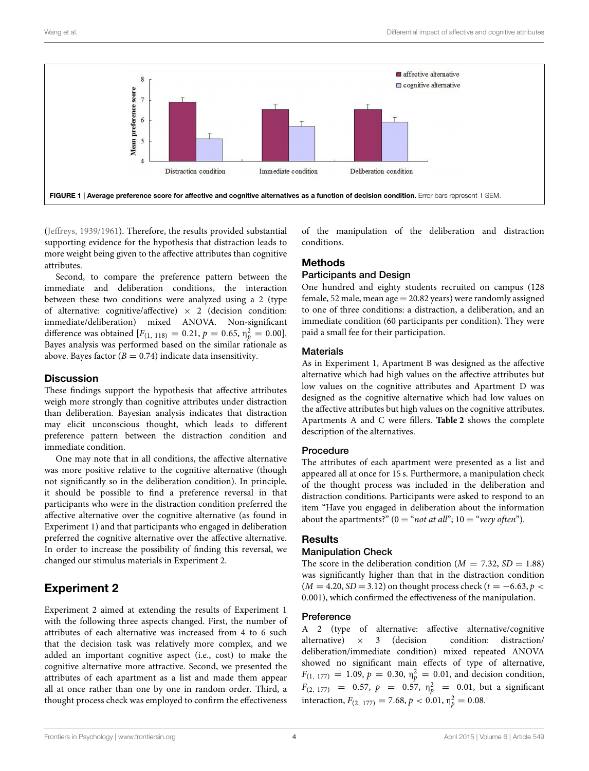FIGURE 1 | Average preference score for affective and cognitive alternatives as a function of decision condition. Error bars represent 1 SEM.

(Jeffreys, 1939/1961). Therefore, the results provided substantial supporting evidence for the hypothesis that distraction leads to more weight being given to the affective attributes than cognitive attributes.

Second, to compare the preference pattern between the immediate and deliberation conditions, the interaction between these two conditions were analyzed using a 2 (type of alternative: cognitive/affective) × 2 (decision condition: immediate/deliberation) mixed ANOVA. Non-significant difference was obtained [$F_{(1, 118)} = 0.21$, $p = 0.65$, $\eta_p^2 = 0.00$]. Bayes analysis was performed based on the similar rationale as above. Bayes factor ($B = 0.74$) indicate data insensitivity.

### Discussion

These findings support the hypothesis that affective attributes weigh more strongly than cognitive attributes under distraction than deliberation. Bayesian analysis indicates that distraction may elicit unconscious thought, which leads to different preference pattern between the distraction condition and immediate condition.

One may note that in all conditions, the affective alternative was more positive relative to the cognitive alternative (though not significantly so in the deliberation condition). In principle, it should be possible to find a preference reversal in that participants who were in the distraction condition preferred the affective alternative over the cognitive alternative (as found in Experiment 1) and that participants who engaged in deliberation preferred the cognitive alternative over the affective alternative. In order to increase the possibility of finding this reversal, we changed our stimulus materials in Experiment 2.

## Experiment 2

Experiment 2 aimed at extending the results of Experiment 1 with the following three aspects changed. First, the number of attributes of each alternative was increased from 4 to 6 such that the decision task was relatively more complex, and we added an important cognitive aspect (i.e., cost) to make the cognitive alternative more attractive. Second, we presented the attributes of each apartment as a list and made them appear all at once rather than one by one in random order. Third, a thought process check was employed to confirm the effectiveness of the manipulation of the deliberation and distraction conditions.

### Methods

#### Participants and Design

One hundred and eighty students recruited on campus (128 female, 52 male, mean age = 20.82 years) were randomly assigned to one of three conditions: a distraction, a deliberation, and an immediate condition (60 participants per condition). They were paid a small fee for their participation.

#### Materials

As in Experiment 1, Apartment B was designed as the affective alternative which had high values on the affective attributes but low values on the cognitive attributes and Apartment D was designed as the cognitive alternative which had low values on the affective attributes but high values on the cognitive attributes. Apartments A and C were fillers. **Table 2** shows the complete description of the alternatives.

#### Procedure

The attributes of each apartment were presented as a list and appeared all at once for 15 s. Furthermore, a manipulation check of the thought process was included in the deliberation and distraction conditions. Participants were asked to respond to an item "Have you engaged in deliberation about the information about the apartments?" (0 = "*not at all*"; 10 = "*very often*").

### Results

#### Manipulation Check

The score in the deliberation condition ($M = 7.32$, $SD = 1.88$) was significantly higher than that in the distraction condition ($M = 4.20$, $SD = 3.12$) on thought process check ($t = -6.63$, $p < 0.001$), which confirmed the effectiveness of the manipulation.

#### Preference

A 2 (type of alternative: affective alternative/cognitive alternative) × 3 (decision condition: distraction/ deliberation/immediate condition) mixed repeated ANOVA showed no significant main effects of type of alternative, $F_{(1, 177)} = 1.09$, $p = 0.30$, $\eta_p^2 = 0.01$, and decision condition, $F_{(2, 177)} = 0.57$, $p = 0.57$, $\eta_p^2 = 0.01$, but a significant interaction, $F_{(2, 177)} = 7.68$, $p < 0.01$, $\eta_p^2 = 0.08$.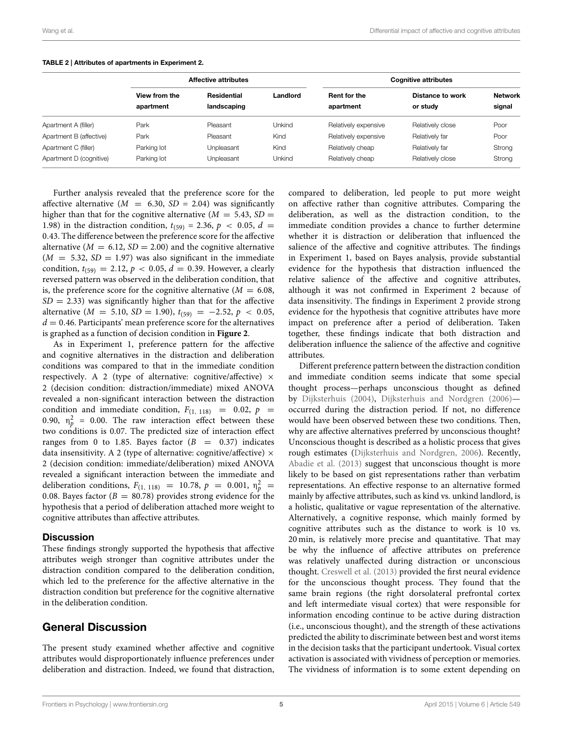**TABLE 2 | Attributes of apartments in Experiment 2.**

| | Affective attributes | | | Cognitive attributes | | |
|---|---|---|---|---|---|---|
| | View from the apartment | Residential landscaping | Landlord | Rent for the apartment | Distance to work or study | Network signal |
| Apartment A (filler) | Park | Pleasant | Unkind | Relatively expensive | Relatively close | Poor |
| Apartment B (affective) | Park | Pleasant | Kind | Relatively expensive | Relatively far | Poor |
| Apartment C (filler) | Parking lot | Unpleasant | Kind | Relatively cheap | Relatively far | Strong |
| Apartment D (cognitive) | Parking lot | Unpleasant | Unkind | Relatively cheap | Relatively close | Strong |

Further analysis revealed that the preference score for the affective alternative ($M = 6.30$, $SD = 2.04$) was significantly higher than that for the cognitive alternative ($M = 5.43$, $SD = 1.98$) in the distraction condition, $t_{(59)} = 2.36$, $p < 0.05$, $d = 0.43$. The difference between the preference score for the affective alternative ($M = 6.12$, $SD = 2.00$) and the cognitive alternative ($M = 5.32$, $SD = 1.97$) was also significant in the immediate condition, $t_{(59)} = 2.12$, $p < 0.05$, $d = 0.39$. However, a clearly reversed pattern was observed in the deliberation condition, that is, the preference score for the cognitive alternative ($M = 6.08$, $SD = 2.33$) was significantly higher than that for the affective alternative ($M = 5.10$, $SD = 1.90$), $t_{(59)} = -2.52$, $p < 0.05$, $d = 0.46$. Participants' mean preference score for the alternatives is graphed as a function of decision condition in **Figure 2**.

As in Experiment 1, preference pattern for the affective and cognitive alternatives in the distraction and deliberation conditions was compared to that in the immediate condition respectively. A 2 (type of alternative: cognitive/affective) × 2 (decision condition: distraction/immediate) mixed ANOVA revealed a non-significant interaction between the distraction condition and immediate condition, $F_{(1, 118)} = 0.02$, $p = 0.90$, $\eta_p^2 = 0.00$. The raw interaction effect between these two conditions is 0.07. The predicted size of interaction effect ranges from 0 to 1.85. Bayes factor ($B = 0.37$) indicates data insensitivity. A 2 (type of alternative: cognitive/affective) × 2 (decision condition: immediate/deliberation) mixed ANOVA revealed a significant interaction between the immediate and deliberation conditions, $F_{(1, 118)} = 10.78$, $p = 0.001$, $\eta_p^2 = 0.08$. Bayes factor ($B = 80.78$) provides strong evidence for the hypothesis that a period of deliberation attached more weight to cognitive attributes than affective attributes.

### Discussion

These findings strongly supported the hypothesis that affective attributes weigh stronger than cognitive attributes under the distraction condition compared to the deliberation condition, which led to the preference for the affective alternative in the distraction condition but preference for the cognitive alternative in the deliberation condition.

## General Discussion

The present study examined whether affective and cognitive attributes would disproportionately influence preferences under deliberation and distraction. Indeed, we found that distraction, compared to deliberation, led people to put more weight on affective rather than cognitive attributes. Comparing the deliberation, as well as the distraction condition, to the immediate condition provides a chance to further determine whether it is distraction or deliberation that influenced the salience of the affective and cognitive attributes. The findings in Experiment 1, based on Bayes analysis, provide substantial evidence for the hypothesis that distraction influenced the relative salience of the affective and cognitive attributes, although it was not confirmed in Experiment 2 because of data insensitivity. The findings in Experiment 2 provide strong evidence for the hypothesis that cognitive attributes have more impact on preference after a period of deliberation. Taken together, these findings indicate that both distraction and deliberation influence the salience of the affective and cognitive attributes.

Different preference pattern between the distraction condition and immediate condition seems indicate that some special thought process—perhaps unconscious thought as defined by Dijksterhuis (2004), Dijksterhuis and Nordgren (2006)—occurred during the distraction period. If not, no difference would have been observed between these two conditions. Then, why are affective alternatives preferred by unconscious thought? Unconscious thought is described as a holistic process that gives rough estimates (Dijksterhuis and Nordgren, 2006). Recently, Abadie et al. (2013) suggest that unconscious thought is more likely to be based on gist representations rather than verbatim representations. An effective response to an alternative formed mainly by affective attributes, such as kind vs. unkind landlord, is a holistic, qualitative or vague representation of the alternative. Alternatively, a cognitive response, which mainly formed by cognitive attributes such as the distance to work is 10 vs. 20 min, is relatively more precise and quantitative. That may be why the influence of affective attributes on preference was relatively unaffected during distraction or unconscious thought. Creswell et al. (2013) provided the first neural evidence for the unconscious thought process. They found that the same brain regions (the right dorsolateral prefrontal cortex and left intermediate visual cortex) that were responsible for information encoding continue to be active during distraction (i.e., unconscious thought), and the strength of these activations predicted the ability to discriminate between best and worst items in the decision tasks that the participant undertook. Visual cortex activation is associated with vividness of perception or memories. The vividness of information is to some extent depending on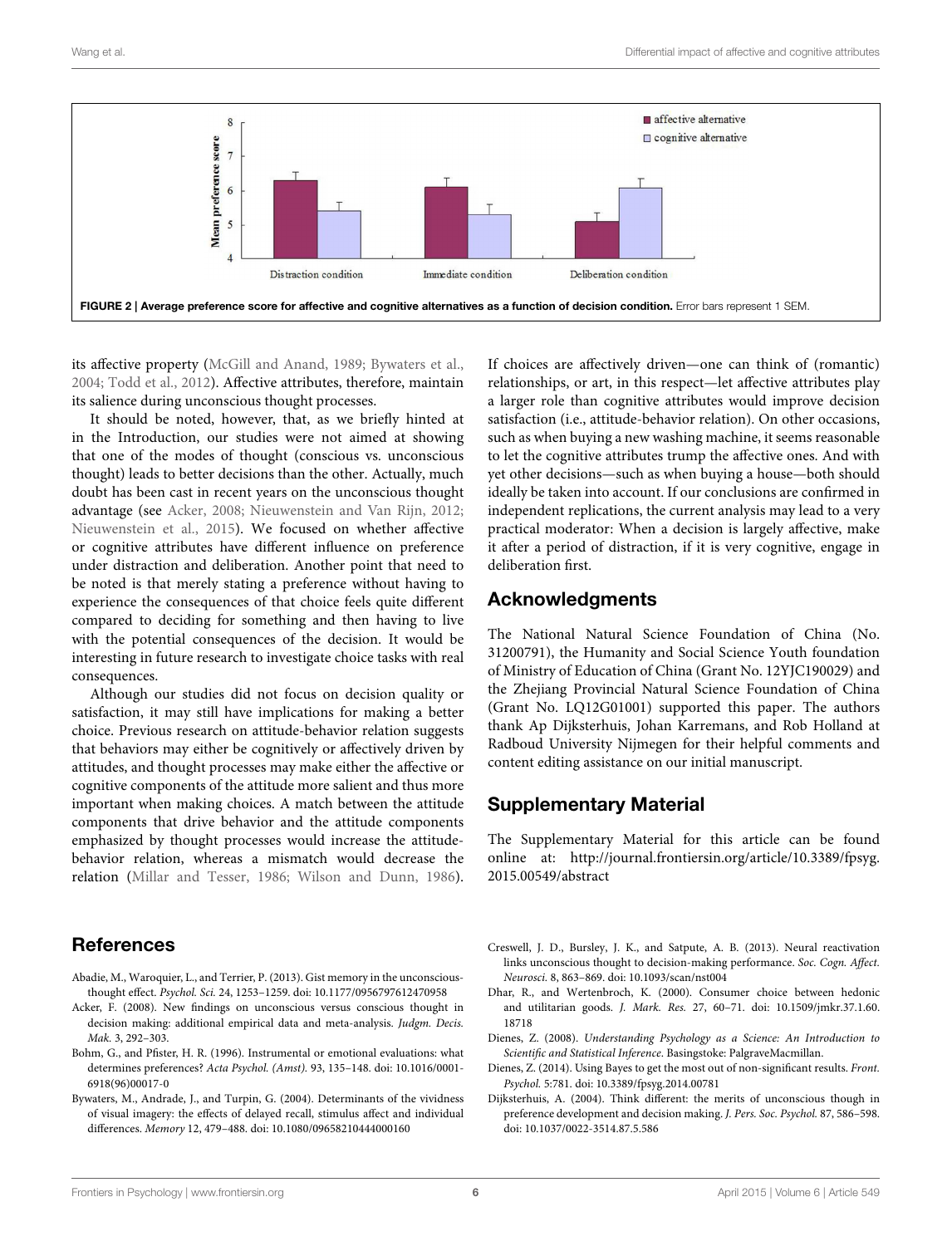FIGURE 2 | **Average preference score for affective and cognitive alternatives as a function of decision condition.** Error bars represent 1 SEM.

its affective property (McGill and Anand, 1989; Bywaters et al., 2004; Todd et al., 2012). Affective attributes, therefore, maintain its salience during unconscious thought processes.

It should be noted, however, that, as we briefly hinted at in the Introduction, our studies were not aimed at showing that one of the modes of thought (conscious vs. unconscious thought) leads to better decisions than the other. Actually, much doubt has been cast in recent years on the unconscious thought advantage (see Acker, 2008; Nieuwenstein and Van Rijn, 2012; Nieuwenstein et al., 2015). We focused on whether affective or cognitive attributes have different influence on preference under distraction and deliberation. Another point that need to be noted is that merely stating a preference without having to experience the consequences of that choice feels quite different compared to deciding for something and then having to live with the potential consequences of the decision. It would be interesting in future research to investigate choice tasks with real consequences.

Although our studies did not focus on decision quality or satisfaction, it may still have implications for making a better choice. Previous research on attitude-behavior relation suggests that behaviors may either be cognitively or affectively driven by attitudes, and thought processes may make either the affective or cognitive components of the attitude more salient and thus more important when making choices. A match between the attitude components that drive behavior and the attitude components emphasized by thought processes would increase the attitude-behavior relation, whereas a mismatch would decrease the relation (Millar and Tesser, 1986; Wilson and Dunn, 1986). If choices are affectively driven—one can think of (romantic) relationships, or art, in this respect—let affective attributes play a larger role than cognitive attributes would improve decision satisfaction (i.e., attitude-behavior relation). On other occasions, such as when buying a new washing machine, it seems reasonable to let the cognitive attributes trump the affective ones. And with yet other decisions—such as when buying a house—both should ideally be taken into account. If our conclusions are confirmed in independent replications, the current analysis may lead to a very practical moderator: When a decision is largely affective, make it after a period of distraction, if it is very cognitive, engage in deliberation first.

## Acknowledgments

The National Natural Science Foundation of China (No. 31200791), the Humanity and Social Science Youth foundation of Ministry of Education of China (Grant No. 12YJC190029) and the Zhejiang Provincial Natural Science Foundation of China (Grant No. LQ12G01001) supported this paper. The authors thank Ap Dijksterhuis, Johan Karremans, and Rob Holland at Radboud University Nijmegen for their helpful comments and content editing assistance on our initial manuscript.

## Supplementary Material

The Supplementary Material for this article can be found online at: http://journal.frontiersin.org/article/10.3389/fpsyg.2015.00549/abstract

## References

Abadie, M., Waroquier, L., and Terrier, P. (2013). Gist memory in the unconscious-thought effect. *Psychol. Sci.* 24, 1253–1259. doi: 10.1177/0956797612470958

Acker, F. (2008). New findings on unconscious versus conscious thought in decision making: additional empirical data and meta-analysis. *Judgm. Decis. Mak.* 3, 292–303.

Bohm, G., and Pfister, H. R. (1996). Instrumental or emotional evaluations: what determines preferences? *Acta Psychol. (Amst).* 93, 135–148. doi: 10.1016/0001-6918(96)00017-0

Bywaters, M., Andrade, J., and Turpin, G. (2004). Determinants of the vividness of visual imagery: the effects of delayed recall, stimulus affect and individual differences. *Memory* 12, 479–488. doi: 10.1080/09658210444000160

Creswell, J. D., Bursley, J. K., and Satpute, A. B. (2013). Neural reactivation links unconscious thought to decision-making performance. *Soc. Cogn. Affect. Neurosci.* 8, 863–869. doi: 10.1093/scan/nst004

Dhar, R., and Wertenbroch, K. (2000). Consumer choice between hedonic and utilitarian goods. *J. Mark. Res.* 27, 60–71. doi: 10.1509/jmkr.37.1.60.18718

Dienes, Z. (2008). *Understanding Psychology as a Science: An Introduction to Scientific and Statistical Inference*. Basingstoke: PalgraveMacmillan.

Dienes, Z. (2014). Using Bayes to get the most out of non-significant results. *Front. Psychol.* 5:781. doi: 10.3389/fpsyg.2014.00781

Dijksterhuis, A. (2004). Think different: the merits of unconscious though in preference development and decision making. *J. Pers. Soc. Psychol.* 87, 586–598. doi: 10.1037/0022-3514.87.5.586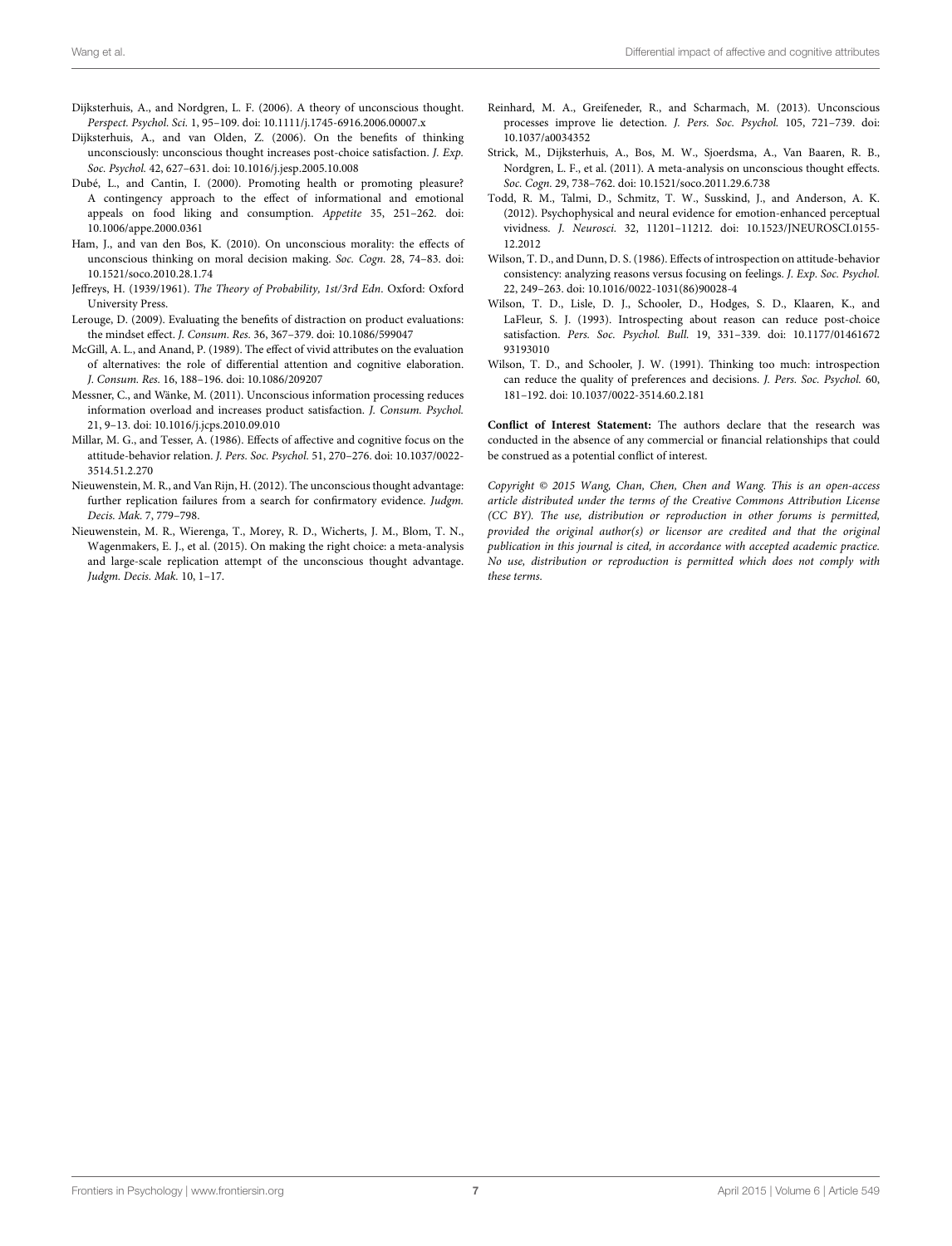Dijksterhuis, A., and Nordgren, L. F. (2006). A theory of unconscious thought. *Perspect. Psychol. Sci.* 1, 95–109. doi: 10.1111/j.1745-6916.2006.00007.x

Dijksterhuis, A., and van Olden, Z. (2006). On the benefits of thinking unconsciously: unconscious thought increases post-choice satisfaction. *J. Exp. Soc. Psychol.* 42, 627–631. doi: 10.1016/j.jesp.2005.10.008

Dubé, L., and Cantin, I. (2000). Promoting health or promoting pleasure? A contingency approach to the effect of informational and emotional appeals on food liking and consumption. *Appetite* 35, 251–262. doi: 10.1006/appe.2000.0361

Ham, J., and van den Bos, K. (2010). On unconscious morality: the effects of unconscious thinking on moral decision making. *Soc. Cogn.* 28, 74–83. doi: 10.1521/soco.2010.28.1.74

Jeffreys, H. (1939/1961). *The Theory of Probability, 1st/3rd Edn*. Oxford: Oxford University Press.

Lerouge, D. (2009). Evaluating the benefits of distraction on product evaluations: the mindset effect. *J. Consum. Res.* 36, 367–379. doi: 10.1086/599047

McGill, A. L., and Anand, P. (1989). The effect of vivid attributes on the evaluation of alternatives: the role of differential attention and cognitive elaboration. *J. Consum. Res.* 16, 188–196. doi: 10.1086/209207

Messner, C., and Wänke, M. (2011). Unconscious information processing reduces information overload and increases product satisfaction. *J. Consum. Psychol.* 21, 9–13. doi: 10.1016/j.jcps.2010.09.010

Millar, M. G., and Tesser, A. (1986). Effects of affective and cognitive focus on the attitude-behavior relation. *J. Pers. Soc. Psychol.* 51, 270–276. doi: 10.1037/0022-3514.51.2.270

Nieuwenstein, M. R., and Van Rijn, H. (2012). The unconscious thought advantage: further replication failures from a search for confirmatory evidence. *Judgm. Decis. Mak.* 7, 779–798.

Nieuwenstein, M. R., Wierenga, T., Morey, R. D., Wicherts, J. M., Blom, T. N., Wagenmakers, E. J., et al. (2015). On making the right choice: a meta-analysis and large-scale replication attempt of the unconscious thought advantage. *Judgm. Decis. Mak.* 10, 1–17.

Reinhard, M. A., Greifeneder, R., and Scharmach, M. (2013). Unconscious processes improve lie detection. *J. Pers. Soc. Psychol.* 105, 721–739. doi: 10.1037/a0034352

Strick, M., Dijksterhuis, A., Bos, M. W., Sjoerdsma, A., Van Baaren, R. B., Nordgren, L. F., et al. (2011). A meta-analysis on unconscious thought effects. *Soc. Cogn.* 29, 738–762. doi: 10.1521/soco.2011.29.6.738

Todd, R. M., Talmi, D., Schmitz, T. W., Susskind, J., and Anderson, A. K. (2012). Psychophysical and neural evidence for emotion-enhanced perceptual vividness. *J. Neurosci.* 32, 11201–11212. doi: 10.1523/JNEUROSCI.0155-12.2012

Wilson, T. D., and Dunn, D. S. (1986). Effects of introspection on attitude-behavior consistency: analyzing reasons versus focusing on feelings. *J. Exp. Soc. Psychol.* 22, 249–263. doi: 10.1016/0022-1031(86)90028-4

Wilson, T. D., Lisle, D. J., Schooler, D., Hodges, S. D., Klaaren, K., and LaFleur, S. J. (1993). Introspecting about reason can reduce post-choice satisfaction. *Pers. Soc. Psychol. Bull.* 19, 331–339. doi: 10.1177/0146167293193010

Wilson, T. D., and Schooler, J. W. (1991). Thinking too much: introspection can reduce the quality of preferences and decisions. *J. Pers. Soc. Psychol.* 60, 181–192. doi: 10.1037/0022-3514.60.2.181

**Conflict of Interest Statement:** The authors declare that the research was conducted in the absence of any commercial or financial relationships that could be construed as a potential conflict of interest.

*Copyright © 2015 Wang, Chan, Chen, Chen and Wang. This is an open-access article distributed under the terms of the Creative Commons Attribution License (CC BY). The use, distribution or reproduction in other forums is permitted, provided the original author(s) or licensor are credited and that the original publication in this journal is cited, in accordance with accepted academic practice. No use, distribution or reproduction is permitted which does not comply with these terms.*